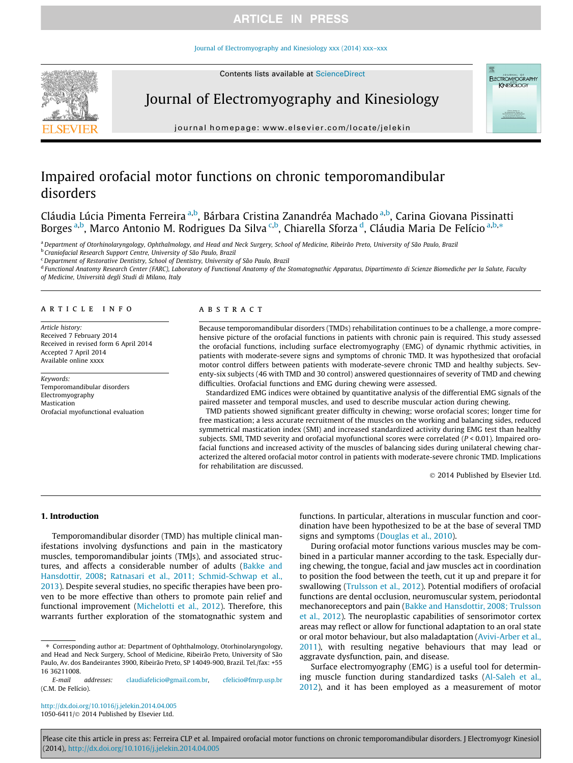# Impaired orofacial motor functions on chronic temporomandibular disorders

Cláudia Lúcia Pimenta Ferreira [a,b], Bárbara Cristina Zanandréa Machado [a,b], Carina Giovana Pissinatti Borges [a,b], Marco Antonio M. Rodrigues Da Silva [c,b], Chiarella Sforza [d], Cláudia Maria De Felício [a,b,*]

[a] Department of Otorhinolaryngology, Ophthalmology, and Head and Neck Surgery, School of Medicine, Ribeirão Preto, University of São Paulo, Brazil
[b] Craniofacial Research Support Centre, University of São Paulo, Brazil
[c] Department of Restorative Dentistry, School of Dentistry, University of São Paulo, Brazil
[d] Functional Anatomy Research Center (FARC), Laboratory of Functional Anatomy of the Stomatognathic Apparatus, Dipartimento di Scienze Biomediche per la Salute, Faculty of Medicine, Università degli Studi di Milano, Italy

## ARTICLE INFO

*Article history:*
Received 7 February 2014
Received in revised form 6 April 2014
Accepted 7 April 2014
Available online xxxx

*Keywords:*
Temporomandibular disorders
Electromyography
Mastication
Orofacial myofunctional evaluation

## ABSTRACT

Because temporomandibular disorders (TMDs) rehabilitation continues to be a challenge, a more comprehensive picture of the orofacial functions in patients with chronic pain is required. This study assessed the orofacial functions, including surface electromyography (EMG) of dynamic rhythmic activities, in patients with moderate-severe signs and symptoms of chronic TMD. It was hypothesized that orofacial motor control differs between patients with moderate-severe chronic TMD and healthy subjects. Seventy-six subjects (46 with TMD and 30 control) answered questionnaires of severity of TMD and chewing difficulties. Orofacial functions and EMG during chewing were assessed.

Standardized EMG indices were obtained by quantitative analysis of the differential EMG signals of the paired masseter and temporal muscles, and used to describe muscular action during chewing.

TMD patients showed significant greater difficulty in chewing; worse orofacial scores; longer time for free mastication; a less accurate recruitment of the muscles on the working and balancing sides, reduced symmetrical mastication index (SMI) and increased standardized activity during EMG test than healthy subjects. SMI, TMD severity and orofacial myofunctional scores were correlated ($P < 0.01$). Impaired orofacial functions and increased activity of the muscles of balancing sides during unilateral chewing characterized the altered orofacial motor control in patients with moderate-severe chronic TMD. Implications for rehabilitation are discussed.

© 2014 Published by Elsevier Ltd.

## 1. Introduction

Temporomandibular disorder (TMD) has multiple clinical manifestations involving dysfunctions and pain in the masticatory muscles, temporomandibular joints (TMJs), and associated structures, and affects a considerable number of adults (Bakke and Hansdottir, 2008; Ratnasari et al., 2011; Schmid-Schwap et al., 2013). Despite several studies, no specific therapies have been proven to be more effective than others to promote pain relief and functional improvement (Michelotti et al., 2012). Therefore, this warrants further exploration of the stomatognathic system and functions. In particular, alterations in muscular function and coordination have been hypothesized to be at the base of several TMD signs and symptoms (Douglas et al., 2010).

During orofacial motor functions various muscles may be combined in a particular manner according to the task. Especially during chewing, the tongue, facial and jaw muscles act in coordination to position the food between the teeth, cut it up and prepare it for swallowing (Trulsson et al., 2012). Potential modifiers of orofacial functions are dental occlusion, neuromuscular system, periodontal mechanoreceptors and pain (Bakke and Hansdottir, 2008; Trulsson et al., 2012). The neuroplastic capabilities of sensorimotor cortex areas may reflect or allow for functional adaptation to an oral state or oral motor behaviour, but also maladaptation (Avivi-Arber et al., 2011), with resulting negative behaviours that may lead or aggravate dysfunction, pain, and disease.

Surface electromyography (EMG) is a useful tool for determining muscle function during standardized tasks (Al-Saleh et al., 2012), and it has been employed as a measurement of motor

---

* Corresponding author at: Department of Ophthalmology, Otorhinolaryngology, and Head and Neck Surgery, School of Medicine, Ribeirão Preto, University of São Paulo, Av. dos Bandeirantes 3900, Ribeirão Preto, SP 14049-900, Brazil. Tel./fax: +55 16 36211008.
*E-mail addresses:* claudiafelicio@gmail.com.br, cfelicio@fmrp.usp.br (C.M. De Felício).

http://dx.doi.org/10.1016/j.jelekin.2014.04.005
1050-6411/© 2014 Published by Elsevier Ltd.

Please cite this article in press as: Ferreira CLP et al. Impaired orofacial motor functions on chronic temporomandibular disorders. J Electromyogr Kinesiol (2014), http://dx.doi.org/10.1016/j.jelekin.2014.04.005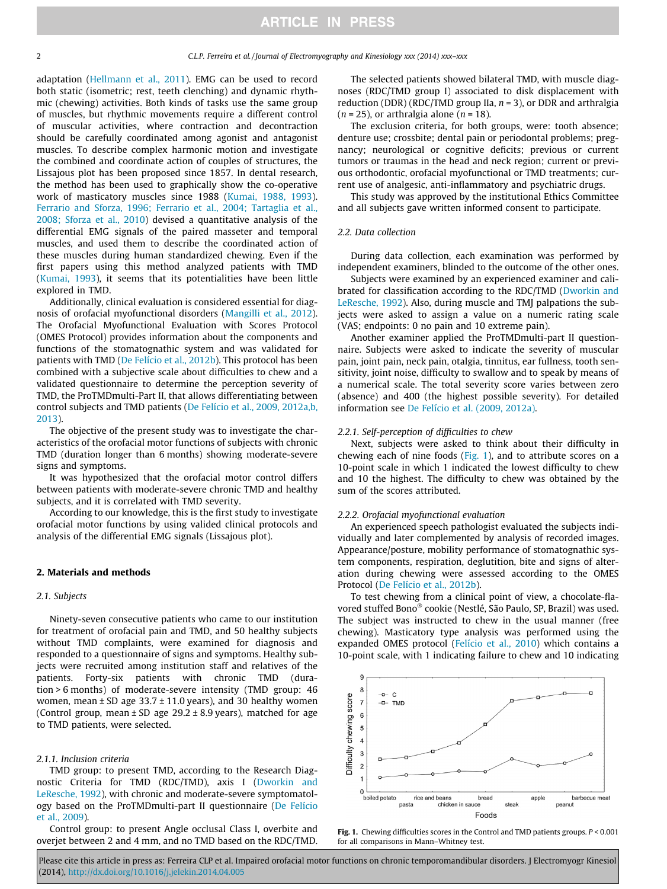adaptation (Hellmann et al., 2011). EMG can be used to record both static (isometric; rest, teeth clenching) and dynamic rhythmic (chewing) activities. Both kinds of tasks use the same group of muscles, but rhythmic movements require a different control of muscular activities, where contraction and decontraction should be carefully coordinated among agonist and antagonist muscles. To describe complex harmonic motion and investigate the combined and coordinate action of couples of structures, the Lissajous plot has been proposed since 1857. In dental research, the method has been used to graphically show the co-operative work of masticatory muscles since 1988 (Kumai, 1988, 1993). Ferrario and Sforza, 1996; Ferrario et al., 2004; Tartaglia et al., 2008; Sforza et al., 2010) devised a quantitative analysis of the differential EMG signals of the paired masseter and temporal muscles, and used them to describe the coordinated action of these muscles during human standardized chewing. Even if the first papers using this method analyzed patients with TMD (Kumai, 1993), it seems that its potentialities have been little explored in TMD.

Additionally, clinical evaluation is considered essential for diagnosis of orofacial myofunctional disorders (Mangilli et al., 2012). The Orofacial Myofunctional Evaluation with Scores Protocol (OMES Protocol) provides information about the components and functions of the stomatognathic system and was validated for patients with TMD (De Felício et al., 2012b). This protocol has been combined with a subjective scale about difficulties to chew and a validated questionnaire to determine the perception severity of TMD, the ProTMDmulti-Part II, that allows differentiating between control subjects and TMD patients (De Felício et al., 2009, 2012a,b, 2013).

The objective of the present study was to investigate the characteristics of the orofacial motor functions of subjects with chronic TMD (duration longer than 6 months) showing moderate-severe signs and symptoms.

It was hypothesized that the orofacial motor control differs between patients with moderate-severe chronic TMD and healthy subjects, and it is correlated with TMD severity.

According to our knowledge, this is the first study to investigate orofacial motor functions by using valided clinical protocols and analysis of the differential EMG signals (Lissajous plot).

## 2. Materials and methods

### 2.1. Subjects

Ninety-seven consecutive patients who came to our institution for treatment of orofacial pain and TMD, and 50 healthy subjects without TMD complaints, were examined for diagnosis and responded to a questionnaire of signs and symptoms. Healthy subjects were recruited among institution staff and relatives of the patients. Forty-six patients with chronic TMD (duration > 6 months) of moderate-severe intensity (TMD group: 46 women, mean ± SD age 33.7 ± 11.0 years), and 30 healthy women (Control group, mean ± SD age 29.2 ± 8.9 years), matched for age to TMD patients, were selected.

#### 2.1.1. Inclusion criteria

TMD group: to present TMD, according to the Research Diagnostic Criteria for TMD (RDC/TMD), axis I (Dworkin and LeResche, 1992), with chronic and moderate-severe symptomatology based on the ProTMDmulti-part II questionnaire (De Felício et al., 2009).

Control group: to present Angle occlusal Class I, overbite and overjet between 2 and 4 mm, and no TMD based on the RDC/TMD.

The selected patients showed bilateral TMD, with muscle diagnoses (RDC/TMD group I) associated to disk displacement with reduction (DDR) (RDC/TMD group IIa, $n = 3$), or DDR and arthralgia ($n = 25$), or arthralgia alone ($n = 18$).

The exclusion criteria, for both groups, were: tooth absence; denture use; crossbite; dental pain or periodontal problems; pregnancy; neurological or cognitive deficits; previous or current tumors or traumas in the head and neck region; current or previous orthodontic, orofacial myofunctional or TMD treatments; current use of analgesic, anti-inflammatory and psychiatric drugs.

This study was approved by the institutional Ethics Committee and all subjects gave written informed consent to participate.

### 2.2. Data collection

During data collection, each examination was performed by independent examiners, blinded to the outcome of the other ones.

Subjects were examined by an experienced examiner and calibrated for classification according to the RDC/TMD (Dworkin and LeResche, 1992). Also, during muscle and TMJ palpations the subjects were asked to assign a value on a numeric rating scale (VAS; endpoints: 0 no pain and 10 extreme pain).

Another examiner applied the ProTMDmulti-part II questionnaire. Subjects were asked to indicate the severity of muscular pain, joint pain, neck pain, otalgia, tinnitus, ear fullness, tooth sensitivity, joint noise, difficulty to swallow and to speak by means of a numerical scale. The total severity score varies between zero (absence) and 400 (the highest possible severity). For detailed information see De Felício et al. (2009, 2012a).

#### 2.2.1. Self-perception of difficulties to chew

Next, subjects were asked to think about their difficulty in chewing each of nine foods (Fig. 1), and to attribute scores on a 10-point scale in which 1 indicated the lowest difficulty to chew and 10 the highest. The difficulty to chew was obtained by the sum of the scores attributed.

#### 2.2.2. Orofacial myofunctional evaluation

An experienced speech pathologist evaluated the subjects individually and later complemented by analysis of recorded images. Appearance/posture, mobility performance of stomatognathic system components, respiration, deglutition, bite and signs of alteration during chewing were assessed according to the OMES Protocol (De Felício et al., 2012b).

To test chewing from a clinical point of view, a chocolate-flavored stuffed Bono® cookie (Nestlé, São Paulo, SP, Brazil) was used. The subject was instructed to chew in the usual manner (free chewing). Masticatory type analysis was performed using the expanded OMES protocol (Felício et al., 2010) which contains a 10-point scale, with 1 indicating failure to chew and 10 indicating

**Fig. 1.** Chewing difficulties scores in the Control and TMD patients groups. $P < 0.001$ for all comparisons in Mann–Whitney test.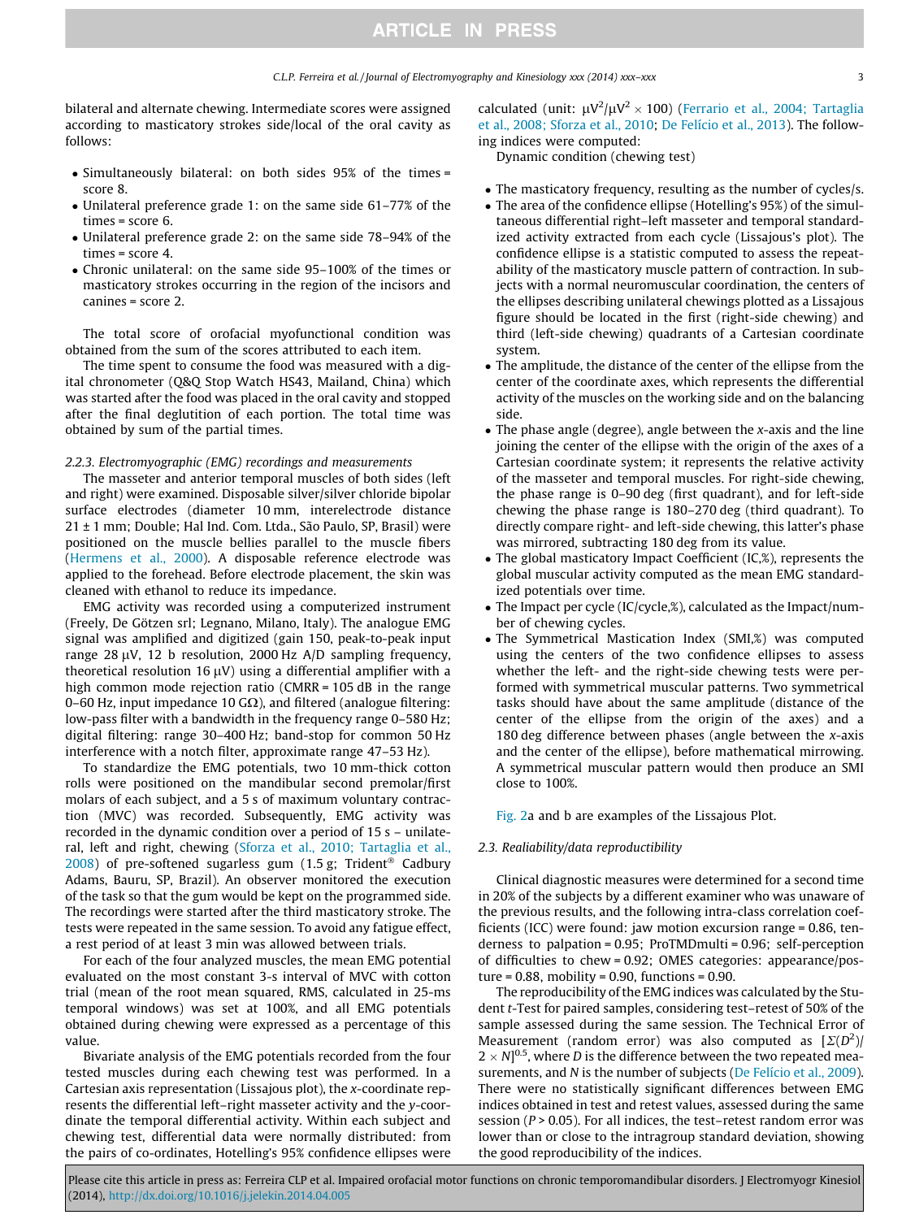bilateral and alternate chewing. Intermediate scores were assigned according to masticatory strokes side/local of the oral cavity as follows:

- Simultaneously bilateral: on both sides 95% of the times = score 8.
- Unilateral preference grade 1: on the same side 61–77% of the times = score 6.
- Unilateral preference grade 2: on the same side 78–94% of the times = score 4.
- Chronic unilateral: on the same side 95–100% of the times or masticatory strokes occurring in the region of the incisors and canines = score 2.

The total score of orofacial myofunctional condition was obtained from the sum of the scores attributed to each item.

The time spent to consume the food was measured with a digital chronometer (Q&Q Stop Watch HS43, Mailand, China) which was started after the food was placed in the oral cavity and stopped after the final deglutition of each portion. The total time was obtained by sum of the partial times.

### 2.2.3. Electromyographic (EMG) recordings and measurements

The masseter and anterior temporal muscles of both sides (left and right) were examined. Disposable silver/silver chloride bipolar surface electrodes (diameter 10 mm, interelectrode distance 21 ± 1 mm; Double; Hal Ind. Com. Ltda., São Paulo, SP, Brasil) were positioned on the muscle bellies parallel to the muscle fibers (Hermens et al., 2000). A disposable reference electrode was applied to the forehead. Before electrode placement, the skin was cleaned with ethanol to reduce its impedance.

EMG activity was recorded using a computerized instrument (Freely, De Götzen srl; Legnano, Milano, Italy). The analogue EMG signal was amplified and digitized (gain 150, peak-to-peak input range 28 μV, 12 b resolution, 2000 Hz A/D sampling frequency, theoretical resolution 16 μV) using a differential amplifier with a high common mode rejection ratio (CMRR = 105 dB in the range 0–60 Hz, input impedance 10 GΩ), and filtered (analogue filtering: low-pass filter with a bandwidth in the frequency range 0–580 Hz; digital filtering: range 30–400 Hz; band-stop for common 50 Hz interference with a notch filter, approximate range 47–53 Hz).

To standardize the EMG potentials, two 10 mm-thick cotton rolls were positioned on the mandibular second premolar/first molars of each subject, and a 5 s of maximum voluntary contraction (MVC) was recorded. Subsequently, EMG activity was recorded in the dynamic condition over a period of 15 s – unilateral, left and right, chewing (Sforza et al., 2010; Tartaglia et al., 2008) of pre-softened sugarless gum (1.5 g; Trident® Cadbury Adams, Bauru, SP, Brazil). An observer monitored the execution of the task so that the gum would be kept on the programmed side. The recordings were started after the third masticatory stroke. The tests were repeated in the same session. To avoid any fatigue effect, a rest period of at least 3 min was allowed between trials.

For each of the four analyzed muscles, the mean EMG potential evaluated on the most constant 3-s interval of MVC with cotton trial (mean of the root mean squared, RMS, calculated in 25-ms temporal windows) was set at 100%, and all EMG potentials obtained during chewing were expressed as a percentage of this value.

Bivariate analysis of the EMG potentials recorded from the four tested muscles during each chewing test was performed. In a Cartesian axis representation (Lissajous plot), the $x$-coordinate represents the differential left–right masseter activity and the $y$-coordinate the temporal differential activity. Within each subject and chewing test, differential data were normally distributed: from the pairs of co-ordinates, Hotelling's 95% confidence ellipses were calculated (unit: $\mu V^2/\mu V^2 \times 100$) (Ferrario et al., 2004; Tartaglia et al., 2008; Sforza et al., 2010; De Felício et al., 2013). The following indices were computed:

Dynamic condition (chewing test)

- The masticatory frequency, resulting as the number of cycles/s.
- The area of the confidence ellipse (Hotelling's 95%) of the simultaneous differential right–left masseter and temporal standardized activity extracted from each cycle (Lissajous's plot). The confidence ellipse is a statistic computed to assess the repeatability of the masticatory muscle pattern of contraction. In subjects with a normal neuromuscular coordination, the centers of the ellipses describing unilateral chewings plotted as a Lissajous figure should be located in the first (right-side chewing) and third (left-side chewing) quadrants of a Cartesian coordinate system.
- The amplitude, the distance of the center of the ellipse from the center of the coordinate axes, which represents the differential activity of the muscles on the working side and on the balancing side.
- The phase angle (degree), angle between the $x$-axis and the line joining the center of the ellipse with the origin of the axes of a Cartesian coordinate system; it represents the relative activity of the masseter and temporal muscles. For right-side chewing, the phase range is 0–90 deg (first quadrant), and for left-side chewing the phase range is 180–270 deg (third quadrant). To directly compare right- and left-side chewing, this latter's phase was mirrored, subtracting 180 deg from its value.
- The global masticatory Impact Coefficient (IC,%), represents the global muscular activity computed as the mean EMG standardized potentials over time.
- The Impact per cycle (IC/cycle,%), calculated as the Impact/number of chewing cycles.
- The Symmetrical Mastication Index (SMI,%) was computed using the centers of the two confidence ellipses to assess whether the left- and the right-side chewing tests were performed with symmetrical muscular patterns. Two symmetrical tasks should have about the same amplitude (distance of the center of the ellipse from the origin of the axes) and a 180 deg difference between phases (angle between the $x$-axis and the center of the ellipse), before mathematical mirrowing. A symmetrical muscular pattern would then produce an SMI close to 100%.

Fig. 2a and b are examples of the Lissajous Plot.

## 2.3. Realiability/data reproductibility

Clinical diagnostic measures were determined for a second time in 20% of the subjects by a different examiner who was unaware of the previous results, and the following intra-class correlation coefficients (ICC) were found: jaw motion excursion range = 0.86, tenderness to palpation = 0.95; ProTMDmulti = 0.96; self-perception of difficulties to chew = 0.92; OMES categories: appearance/posture = 0.88, mobility = 0.90, functions = 0.90.

The reproducibility of the EMG indices was calculated by the Student $t$-Test for paired samples, considering test–retest of 50% of the sample assessed during the same session. The Technical Error of Measurement (random error) was also computed as $[\Sigma(D^2)/2 \times N]^{0.5}$, where $D$ is the difference between the two repeated measurements, and $N$ is the number of subjects (De Felício et al., 2009). There were no statistically significant differences between EMG indices obtained in test and retest values, assessed during the same session ($P > 0.05$). For all indices, the test–retest random error was lower than or close to the intragroup standard deviation, showing the good reproducibility of the indices.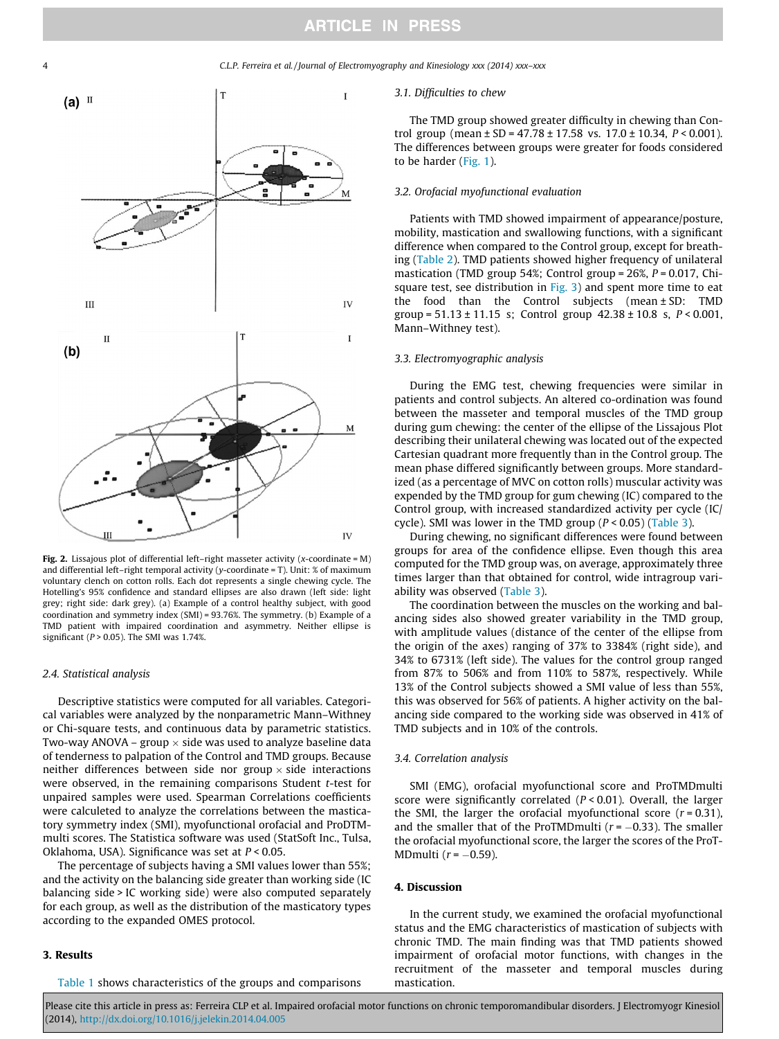Fig. 2. Lissajous plot of differential left–right masseter activity (x-coordinate = M) and differential left–right temporal activity (y-coordinate = T). Unit: % of maximum voluntary clench on cotton rolls. Each dot represents a single chewing cycle. The Hotelling's 95% confidence and standard ellipses are also drawn (left side: light grey; right side: dark grey). (a) Example of a control healthy subject, with good coordination and symmetry index (SMI) = 93.76%. The symmetry. (b) Example of a TMD patient with impaired coordination and asymmetry. Neither ellipse is significant ($P > 0.05$). The SMI was 1.74%.

### 2.4. Statistical analysis

Descriptive statistics were computed for all variables. Categorical variables were analyzed by the nonparametric Mann–Withney or Chi-square tests, and continuous data by parametric statistics. Two-way ANOVA – group × side was used to analyze baseline data of tenderness to palpation of the Control and TMD groups. Because neither differences between side nor group × side interactions were observed, in the remaining comparisons Student t-test for unpaired samples were used. Spearman Correlations coefficients were calculeted to analyze the correlations between the masticatory symmetry index (SMI), myofunctional orofacial and ProDTM-multi scores. The Statistica software was used (StatSoft Inc., Tulsa, Oklahoma, USA). Significance was set at $P < 0.05$.

The percentage of subjects having a SMI values lower than 55%; and the activity on the balancing side greater than working side (IC balancing side > IC working side) were also computed separately for each group, as well as the distribution of the masticatory types according to the expanded OMES protocol.

## 3. Results

Table 1 shows characteristics of the groups and comparisons

### 3.1. Difficulties to chew

The TMD group showed greater difficulty in chewing than Control group (mean ± SD = 47.78 ± 17.58 vs. 17.0 ± 10.34, $P < 0.001$). The differences between groups were greater for foods considered to be harder (Fig. 1).

### 3.2. Orofacial myofunctional evaluation

Patients with TMD showed impairment of appearance/posture, mobility, mastication and swallowing functions, with a significant difference when compared to the Control group, except for breathing (Table 2). TMD patients showed higher frequency of unilateral mastication (TMD group 54%; Control group = 26%, $P = 0.017$, Chi-square test, see distribution in Fig. 3) and spent more time to eat the food than the Control subjects (mean ± SD: TMD group = 51.13 ± 11.15 s; Control group 42.38 ± 10.8 s, $P < 0.001$, Mann–Withney test).

### 3.3. Electromyographic analysis

During the EMG test, chewing frequencies were similar in patients and control subjects. An altered co-ordination was found between the masseter and temporal muscles of the TMD group during gum chewing: the center of the ellipse of the Lissajous Plot describing their unilateral chewing was located out of the expected Cartesian quadrant more frequently than in the Control group. The mean phase differed significantly between groups. More standardized (as a percentage of MVC on cotton rolls) muscular activity was expended by the TMD group for gum chewing (IC) compared to the Control group, with increased standardized activity per cycle (IC/cycle). SMI was lower in the TMD group ($P < 0.05$) (Table 3).

During chewing, no significant differences were found between groups for area of the confidence ellipse. Even though this area computed for the TMD group was, on average, approximately three times larger than that obtained for control, wide intragroup variability was observed (Table 3).

The coordination between the muscles on the working and balancing sides also showed greater variability in the TMD group, with amplitude values (distance of the center of the ellipse from the origin of the axes) ranging of 37% to 3384% (right side), and 34% to 6731% (left side). The values for the control group ranged from 87% to 506% and from 110% to 587%, respectively. While 13% of the Control subjects showed a SMI value of less than 55%, this was observed for 56% of patients. A higher activity on the balancing side compared to the working side was observed in 41% of TMD subjects and in 10% of the controls.

### 3.4. Correlation analysis

SMI (EMG), orofacial myofunctional score and ProTMDmulti score were significantly correlated ($P < 0.01$). Overall, the larger the SMI, the larger the orofacial myofunctional score ($r = 0.31$), and the smaller that of the ProTMDmulti ($r = -0.33$). The smaller the orofacial myofunctional score, the larger the scores of the ProTMDmulti ($r = -0.59$).

## 4. Discussion

In the current study, we examined the orofacial myofunctional status and the EMG characteristics of mastication of subjects with chronic TMD. The main finding was that TMD patients showed impairment of orofacial motor functions, with changes in the recruitment of the masseter and temporal muscles during mastication.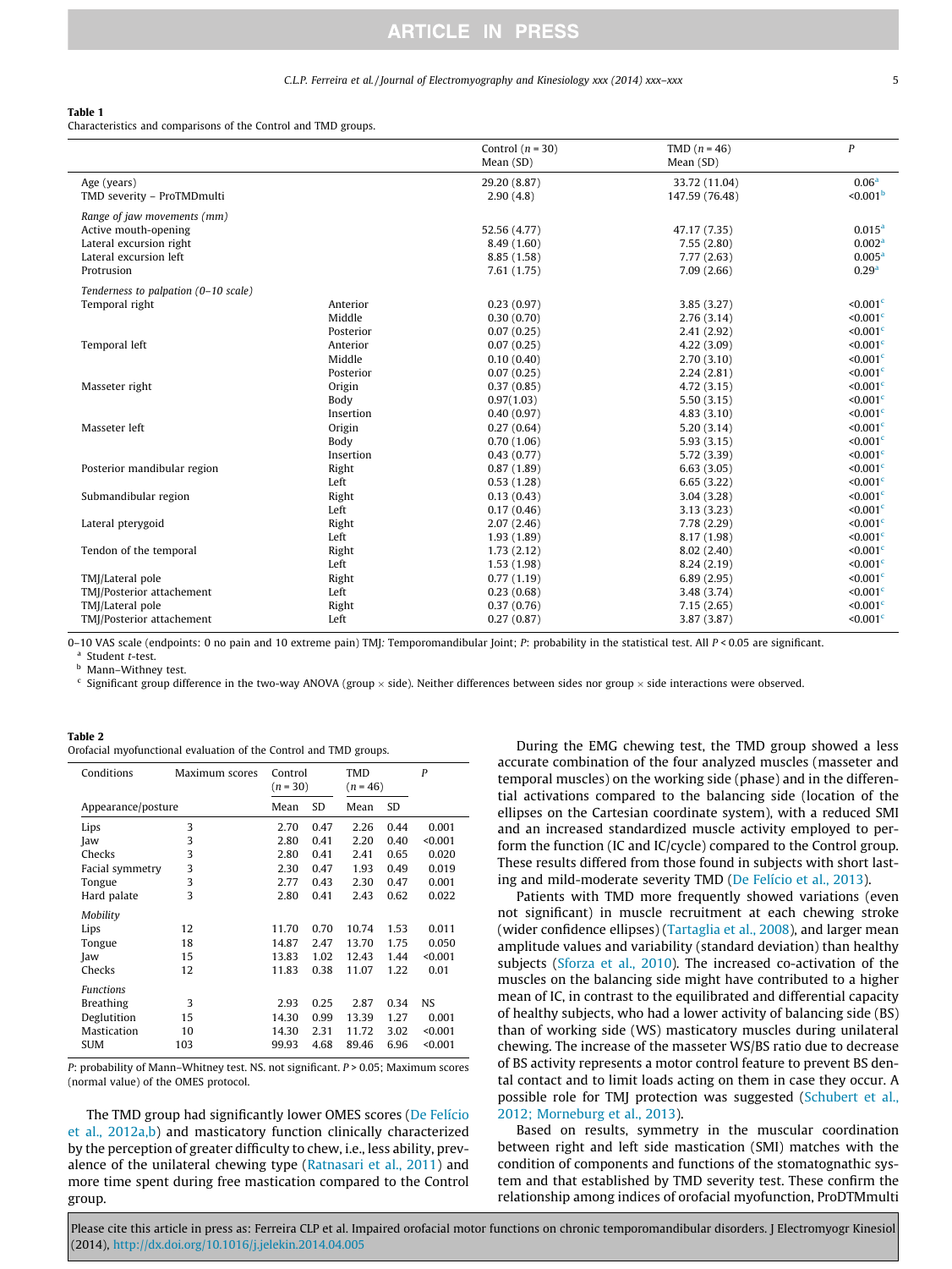**Table 1**
Characteristics and comparisons of the Control and TMD groups.

| | | Control ($n$ = 30) Mean (SD) | TMD ($n$ = 46) Mean (SD) | $P$ |
|---|---|---|---|---|
| Age (years) | | 29.20 (8.87) | 33.72 (11.04) | 0.06[a] |
| TMD severity – ProTMDmulti | | 2.90 (4.8) | 147.59 (76.48) | <0.001[b] |
| *Range of jaw movements (mm)* | | | | |
| Active mouth-opening | | 52.56 (4.77) | 47.17 (7.35) | 0.015[a] |
| Lateral excursion right | | 8.49 (1.60) | 7.55 (2.80) | 0.002[a] |
| Lateral excursion left | | 8.85 (1.58) | 7.77 (2.63) | 0.005[a] |
| Protrusion | | 7.61 (1.75) | 7.09 (2.66) | 0.29[a] |
| *Tenderness to palpation (0–10 scale)* | | | | |
| Temporal right | Anterior | 0.23 (0.97) | 3.85 (3.27) | <0.001[c] |
| | Middle | 0.30 (0.70) | 2.76 (3.14) | <0.001[c] |
| | Posterior | 0.07 (0.25) | 2.41 (2.92) | <0.001[c] |
| Temporal left | Anterior | 0.07 (0.25) | 4.22 (3.09) | <0.001[c] |
| | Middle | 0.10 (0.40) | 2.70 (3.10) | <0.001[c] |
| | Posterior | 0.07 (0.25) | 2.24 (2.81) | <0.001[c] |
| Masseter right | Origin | 0.37 (0.85) | 4.72 (3.15) | <0.001[c] |
| | Body | 0.97(1.03) | 5.50 (3.15) | <0.001[c] |
| | Insertion | 0.40 (0.97) | 4.83 (3.10) | <0.001[c] |
| Masseter left | Origin | 0.27 (0.64) | 5.20 (3.14) | <0.001[c] |
| | Body | 0.70 (1.06) | 5.93 (3.15) | <0.001[c] |
| | Insertion | 0.43 (0.77) | 5.72 (3.39) | <0.001[c] |
| Posterior mandibular region | Right | 0.87 (1.89) | 6.63 (3.05) | <0.001[c] |
| | Left | 0.53 (1.28) | 6.65 (3.22) | <0.001[c] |
| Submandibular region | Right | 0.13 (0.43) | 3.04 (3.28) | <0.001[c] |
| | Left | 0.17 (0.46) | 3.13 (3.23) | <0.001[c] |
| Lateral pterygoid | Right | 2.07 (2.46) | 7.78 (2.29) | <0.001[c] |
| | Left | 1.93 (1.89) | 8.17 (1.98) | <0.001[c] |
| Tendon of the temporal | Right | 1.73 (2.12) | 8.02 (2.40) | <0.001[c] |
| | Left | 1.53 (1.98) | 8.24 (2.19) | <0.001[c] |
| TMJ/Lateral pole | Right | 0.77 (1.19) | 6.89 (2.95) | <0.001[c] |
| TMJ/Posterior attachement | Left | 0.23 (0.68) | 3.48 (3.74) | <0.001[c] |
| TMJ/Lateral pole | Right | 0.37 (0.76) | 7.15 (2.65) | <0.001[c] |
| TMJ/Posterior attachement | Left | 0.27 (0.87) | 3.87 (3.87) | <0.001[c] |

0–10 VAS scale (endpoints: 0 no pain and 10 extreme pain) TMJ: Temporomandibular Joint; $P$: probability in the statistical test. All $P < 0.05$ are significant.
[a] Student $t$-test.
[b] Mann–Withney test.
[c] Significant group difference in the two-way ANOVA (group × side). Neither differences between sides nor group × side interactions were observed.

**Table 2**
Orofacial myofunctional evaluation of the Control and TMD groups.

| Conditions | Maximum scores | Control ($n$ = 30) Mean | SD | TMD ($n$ = 46) Mean | SD | $P$ |
|---|---|---|---|---|---|---|
| Appearance/posture | | | | | | |
| Lips | 3 | 2.70 | 0.47 | 2.26 | 0.44 | 0.001 |
| Jaw | 3 | 2.80 | 0.41 | 2.20 | 0.40 | <0.001 |
| Checks | 3 | 2.80 | 0.41 | 2.41 | 0.65 | 0.020 |
| Facial symmetry | 3 | 2.30 | 0.47 | 1.93 | 0.49 | 0.019 |
| Tongue | 3 | 2.77 | 0.43 | 2.30 | 0.47 | 0.001 |
| Hard palate | 3 | 2.80 | 0.41 | 2.43 | 0.62 | 0.022 |
| *Mobility* | | | | | | |
| Lips | 12 | 11.70 | 0.70 | 10.74 | 1.53 | 0.011 |
| Tongue | 18 | 14.87 | 2.47 | 13.70 | 1.75 | 0.050 |
| Jaw | 15 | 13.83 | 1.02 | 12.43 | 1.44 | <0.001 |
| Checks | 12 | 11.83 | 0.38 | 11.07 | 1.22 | 0.01 |
| *Functions* | | | | | | |
| Breathing | 3 | 2.93 | 0.25 | 2.87 | 0.34 | NS |
| Deglutition | 15 | 14.30 | 0.99 | 13.39 | 1.27 | 0.001 |
| Mastication | 10 | 14.30 | 2.31 | 11.72 | 3.02 | <0.001 |
| SUM | 103 | 99.93 | 4.68 | 89.46 | 6.96 | <0.001 |

$P$: probability of Mann–Whitney test. NS. not significant. $P > 0.05$; Maximum scores (normal value) of the OMES protocol.

The TMD group had significantly lower OMES scores (De Felício et al., 2012a,b) and masticatory function clinically characterized by the perception of greater difficulty to chew, i.e., less ability, prevalence of the unilateral chewing type (Ratnasari et al., 2011) and more time spent during free mastication compared to the Control group.

During the EMG chewing test, the TMD group showed a less accurate combination of the four analyzed muscles (masseter and temporal muscles) on the working side (phase) and in the differential activations compared to the balancing side (location of the ellipses on the Cartesian coordinate system), with a reduced SMI and an increased standardized muscle activity employed to perform the function (IC and IC/cycle) compared to the Control group. These results differed from those found in subjects with short lasting and mild-moderate severity TMD (De Felício et al., 2013).

Patients with TMD more frequently showed variations (even not significant) in muscle recruitment at each chewing stroke (wider confidence ellipses) (Tartaglia et al., 2008), and larger mean amplitude values and variability (standard deviation) than healthy subjects (Sforza et al., 2010). The increased co-activation of the muscles on the balancing side might have contributed to a higher mean of IC, in contrast to the equilibrated and differential capacity of healthy subjects, who had a lower activity of balancing side (BS) than of working side (WS) masticatory muscles during unilateral chewing. The increase of the masseter WS/BS ratio due to decrease of BS activity represents a motor control feature to prevent BS dental contact and to limit loads acting on them in case they occur. A possible role for TMJ protection was suggested (Schubert et al., 2012; Morneburg et al., 2013).

Based on results, symmetry in the muscular coordination between right and left side mastication (SMI) matches with the condition of components and functions of the stomatognathic system and that established by TMD severity test. These confirm the relationship among indices of orofacial myofunction, ProDTMmulti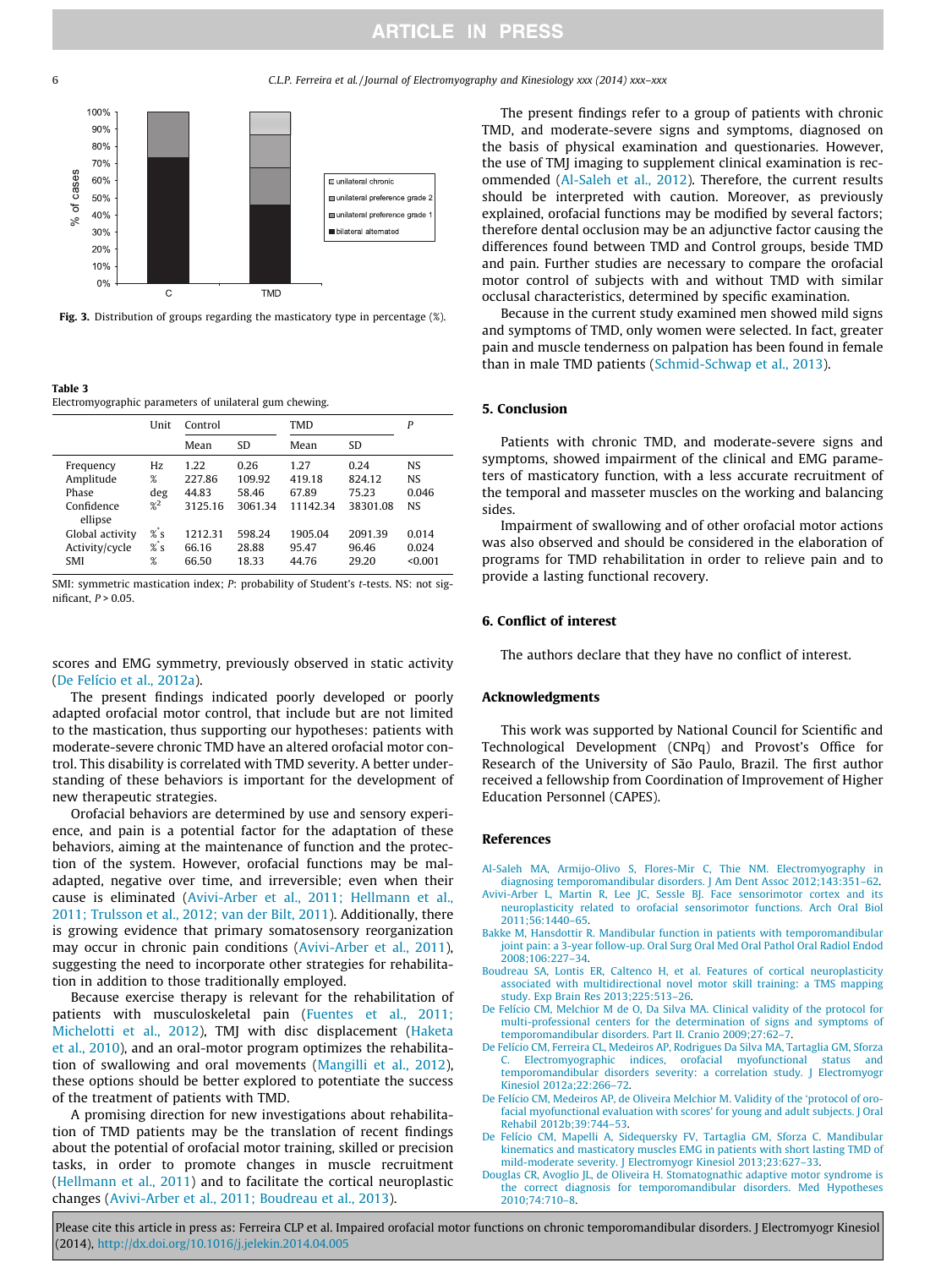100%
90%
80%
70%
60%
50%
40%
30%
20%
10%
0%
% of cases
C
TMD
unilateral chronic
unilateral preference grade 2
unilateral preference grade 1
bilateral alternated

**Fig. 3.** Distribution of groups regarding the masticatory type in percentage (%).

**Table 3**
Electromyographic parameters of unilateral gum chewing.

| | Unit | Control | | TMD | | *P* |
|---|---|---|---|---|---|---|
| | | Mean | SD | Mean | SD | |
| Frequency | Hz | 1.22 | 0.26 | 1.27 | 0.24 | NS |
| Amplitude | % | 227.86 | 109.92 | 419.18 | 824.12 | NS |
| Phase | deg | 44.83 | 58.46 | 67.89 | 75.23 | 0.046 |
| Confidence ellipse | $\%^2$ | 3125.16 | 3061.34 | 11142.34 | 38301.08 | NS |
| Global activity | $\%^{*}s$ | 1212.31 | 598.24 | 1905.04 | 2091.39 | 0.014 |
| Activity/cycle | $\%^{*}s$ | 66.16 | 28.88 | 95.47 | 96.46 | 0.024 |
| SMI | % | 66.50 | 18.33 | 44.76 | 29.20 | <0.001 |

SMI: symmetric mastication index; *P*: probability of Student's *t*-tests. NS: not significant, $P > 0.05$.

scores and EMG symmetry, previously observed in static activity (De Felício et al., 2012a).

The present findings indicated poorly developed or poorly adapted orofacial motor control, that include but are not limited to the mastication, thus supporting our hypotheses: patients with moderate-severe chronic TMD have an altered orofacial motor control. This disability is correlated with TMD severity. A better understanding of these behaviors is important for the development of new therapeutic strategies.

Orofacial behaviors are determined by use and sensory experience, and pain is a potential factor for the adaptation of these behaviors, aiming at the maintenance of function and the protection of the system. However, orofacial functions may be maladapted, negative over time, and irreversible; even when their cause is eliminated (Avivi-Arber et al., 2011; Hellmann et al., 2011; Trulsson et al., 2012; van der Bilt, 2011). Additionally, there is growing evidence that primary somatosensory reorganization may occur in chronic pain conditions (Avivi-Arber et al., 2011), suggesting the need to incorporate other strategies for rehabilitation in addition to those traditionally employed.

Because exercise therapy is relevant for the rehabilitation of patients with musculoskeletal pain (Fuentes et al., 2011; Michelotti et al., 2012), TMJ with disc displacement (Haketa et al., 2010), and an oral-motor program optimizes the rehabilitation of swallowing and oral movements (Mangilli et al., 2012), these options should be better explored to potentiate the success of the treatment of patients with TMD.

A promising direction for new investigations about rehabilitation of TMD patients may be the translation of recent findings about the potential of orofacial motor training, skilled or precision tasks, in order to promote changes in muscle recruitment (Hellmann et al., 2011) and to facilitate the cortical neuroplastic changes (Avivi-Arber et al., 2011; Boudreau et al., 2013).

The present findings refer to a group of patients with chronic TMD, and moderate-severe signs and symptoms, diagnosed on the basis of physical examination and questionaries. However, the use of TMJ imaging to supplement clinical examination is recommended (Al-Saleh et al., 2012). Therefore, the current results should be interpreted with caution. Moreover, as previously explained, orofacial functions may be modified by several factors; therefore dental occlusion may be an adjunctive factor causing the differences found between TMD and Control groups, beside TMD and pain. Further studies are necessary to compare the orofacial motor control of subjects with and without TMD with similar occlusal characteristics, determined by specific examination.

Because in the current study examined men showed mild signs and symptoms of TMD, only women were selected. In fact, greater pain and muscle tenderness on palpation has been found in female than in male TMD patients (Schmid-Schwap et al., 2013).

## 5. Conclusion

Patients with chronic TMD, and moderate-severe signs and symptoms, showed impairment of the clinical and EMG parameters of masticatory function, with a less accurate recruitment of the temporal and masseter muscles on the working and balancing sides.

Impairment of swallowing and of other orofacial motor actions was also observed and should be considered in the elaboration of programs for TMD rehabilitation in order to relieve pain and to provide a lasting functional recovery.

## 6. Conflict of interest

The authors declare that they have no conflict of interest.

## Acknowledgments

This work was supported by National Council for Scientific and Technological Development (CNPq) and Provost's Office for Research of the University of São Paulo, Brazil. The first author received a fellowship from Coordination of Improvement of Higher Education Personnel (CAPES).

## References

Al-Saleh MA, Armijo-Olivo S, Flores-Mir C, Thie NM. Electromyography in diagnosing temporomandibular disorders. J Am Dent Assoc 2012;143:351–62.

Avivi-Arber L, Martin R, Lee JC, Sessle BJ. Face sensorimotor cortex and its neuroplasticity related to orofacial sensorimotor functions. Arch Oral Biol 2011;56:1440–65.

Bakke M, Hansdottir R. Mandibular function in patients with temporomandibular joint pain: a 3-year follow-up. Oral Surg Oral Med Oral Pathol Oral Radiol Endod 2008;106:227–34.

Boudreau SA, Lontis ER, Caltenco H, et al. Features of cortical neuroplasticity associated with multidirectional novel motor skill training: a TMS mapping study. Exp Brain Res 2013;225:513–26.

De Felício CM, Melchior M de O, Da Silva MA. Clinical validity of the protocol for multi-professional centers for the determination of signs and symptoms of temporomandibular disorders. Part II. Cranio 2009;27:62–7.

De Felício CM, Ferreira CL, Medeiros AP, Rodrigues Da Silva MA, Tartaglia GM, Sforza C. Electromyographic indices, orofacial myofunctional status and temporomandibular disorders severity: a correlation study. J Electromyogr Kinesiol 2012a;22:266–72.

De Felício CM, Medeiros AP, de Oliveira Melchior M. Validity of the 'protocol of orofacial myofunctional evaluation with scores' for young and adult subjects. J Oral Rehabil 2012b;39:744–53.

De Felício CM, Mapelli A, Sidequersky FV, Tartaglia GM, Sforza C. Mandibular kinematics and masticatory muscles EMG in patients with short lasting TMD of mild-moderate severity. J Electromyogr Kinesiol 2013;23:627–33.

Douglas CR, Avoglio JL, de Oliveira H. Stomatognathic adaptive motor syndrome is the correct diagnosis for temporomandibular disorders. Med Hypotheses 2010;74:710–8.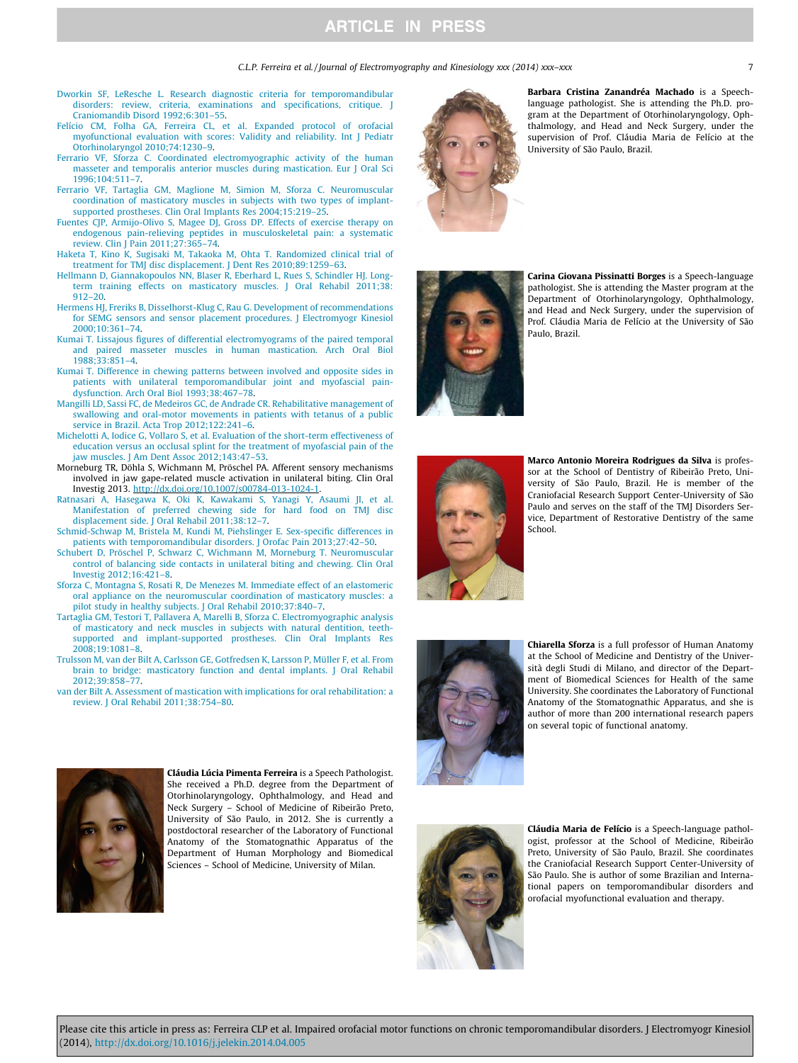Dworkin SF, LeResche L. Research diagnostic criteria for temporomandibular disorders: review, criteria, examinations and specifications, critique. J Craniomandib Disord 1992;6:301–55.

Felício CM, Folha GA, Ferreira CL, et al. Expanded protocol of orofacial myofunctional evaluation with scores: Validity and reliability. Int J Pediatr Otorhinolaryngol 2010;74:1230–9.

Ferrario VF, Sforza C. Coordinated electromyographic activity of the human masseter and temporalis anterior muscles during mastication. Eur J Oral Sci 1996;104:511–7.

Ferrario VF, Tartaglia GM, Maglione M, Simion M, Sforza C. Neuromuscular coordination of masticatory muscles in subjects with two types of implant-supported prostheses. Clin Oral Implants Res 2004;15:219–25.

Fuentes CJP, Armijo-Olivo S, Magee DJ, Gross DP. Effects of exercise therapy on endogenous pain-relieving peptides in musculoskeletal pain: a systematic review. Clin J Pain 2011;27:365–74.

Haketa T, Kino K, Sugisaki M, Takaoka M, Ohta T. Randomized clinical trial of treatment for TMJ disc displacement. J Dent Res 2010;89:1259–63.

Hellmann D, Giannakopoulos NN, Blaser R, Eberhard L, Rues S, Schindler HJ. Long-term training effects on masticatory muscles. J Oral Rehabil 2011;38:912–20.

Hermens HJ, Freriks B, Disselhorst-Klug C, Rau G. Development of recommendations for SEMG sensors and sensor placement procedures. J Electromyogr Kinesiol 2000;10:361–74.

Kumai T. Lissajous figures of differential electromyograms of the paired temporal and paired masseter muscles in human mastication. Arch Oral Biol 1988;33:851–4.

Kumai T. Difference in chewing patterns between involved and opposite sides in patients with unilateral temporomandibular joint and myofascial pain-dysfunction. Arch Oral Biol 1993;38:467–78.

Mangilli LD, Sassi FC, de Medeiros GC, de Andrade CR. Rehabilitative management of swallowing and oral-motor movements in patients with tetanus of a public service in Brazil. Acta Trop 2012;122:241–6.

Michelotti A, Iodice G, Vollaro S, et al. Evaluation of the short-term effectiveness of education versus an occlusal splint for the treatment of myofascial pain of the jaw muscles. J Am Dent Assoc 2012;143:47–53.

Morneburg TR, Döhla S, Wichmann M, Pröschel PA. Afferent sensory mechanisms involved in jaw gape-related muscle activation in unilateral biting. Clin Oral Investig 2013. http://dx.doi.org/10.1007/s00784-013-1024-1.

Ratnasari A, Hasegawa K, Oki K, Kawakami S, Yanagi Y, Asaumi JI, et al. Manifestation of preferred chewing side for hard food on TMJ disc displacement side. J Oral Rehabil 2011;38:12–7.

Schmid-Schwap M, Bristela M, Kundi M, Piehslinger E. Sex-specific differences in patients with temporomandibular disorders. J Orofac Pain 2013;27:42–50.

Schubert D, Pröschel P, Schwarz C, Wichmann M, Morneburg T. Neuromuscular control of balancing side contacts in unilateral biting and chewing. Clin Oral Investig 2012;16:421–8.

Sforza C, Montagna S, Rosati R, De Menezes M. Immediate effect of an elastomeric oral appliance on the neuromuscular coordination of masticatory muscles: a pilot study in healthy subjects. J Oral Rehabil 2010;37:840–7.

Tartaglia GM, Testori T, Pallavera A, Marelli B, Sforza C. Electromyographic analysis of masticatory and neck muscles in subjects with natural dentition, teeth-supported and implant-supported prostheses. Clin Oral Implants Res 2008;19:1081–8.

Trulsson M, van der Bilt A, Carlsson GE, Gotfredsen K, Larsson P, Müller F, et al. From brain to bridge: masticatory function and dental implants. J Oral Rehabil 2012;39:858–77.

van der Bilt A. Assessment of mastication with implications for oral rehabilitation: a review. J Oral Rehabil 2011;38:754–80.

**Cláudia Lúcia Pimenta Ferreira** is a Speech Pathologist. She received a Ph.D. degree from the Department of Otorhinolaryngology, Ophthalmology, and Head and Neck Surgery – School of Medicine of Ribeirão Preto, University of São Paulo, in 2012. She is currently a postdoctoral researcher of the Laboratory of Functional Anatomy of the Stomatognathic Apparatus of the Department of Human Morphology and Biomedical Sciences – School of Medicine, University of Milan.

**Barbara Cristina Zanandréa Machado** is a Speech-language pathologist. She is attending the Ph.D. program at the Department of Otorhinolaryngology, Ophthalmology, and Head and Neck Surgery, under the supervision of Prof. Cláudia Maria de Felício at the University of São Paulo, Brazil.

**Carina Giovana Pissinatti Borges** is a Speech-language pathologist. She is attending the Master program at the Department of Otorhinolaryngology, Ophthalmology, and Head and Neck Surgery, under the supervision of Prof. Cláudia Maria de Felício at the University of São Paulo, Brazil.

**Marco Antonio Moreira Rodrigues da Silva** is professor at the School of Dentistry of Ribeirão Preto, University of São Paulo, Brazil. He is member of the Craniofacial Research Support Center-University of São Paulo and serves on the staff of the TMJ Disorders Service, Department of Restorative Dentistry of the same School.

**Chiarella Sforza** is a full professor of Human Anatomy at the School of Medicine and Dentistry of the Università degli Studi di Milano, and director of the Department of Biomedical Sciences for Health of the same University. She coordinates the Laboratory of Functional Anatomy of the Stomatognathic Apparatus, and she is author of more than 200 international research papers on several topic of functional anatomy.

**Cláudia Maria de Felício** is a Speech-language pathologist, professor at the School of Medicine, Ribeirão Preto, University of São Paulo, Brazil. She coordinates the Craniofacial Research Support Center-University of São Paulo. She is author of some Brazilian and International papers on temporomandibular disorders and orofacial myofunctional evaluation and therapy.